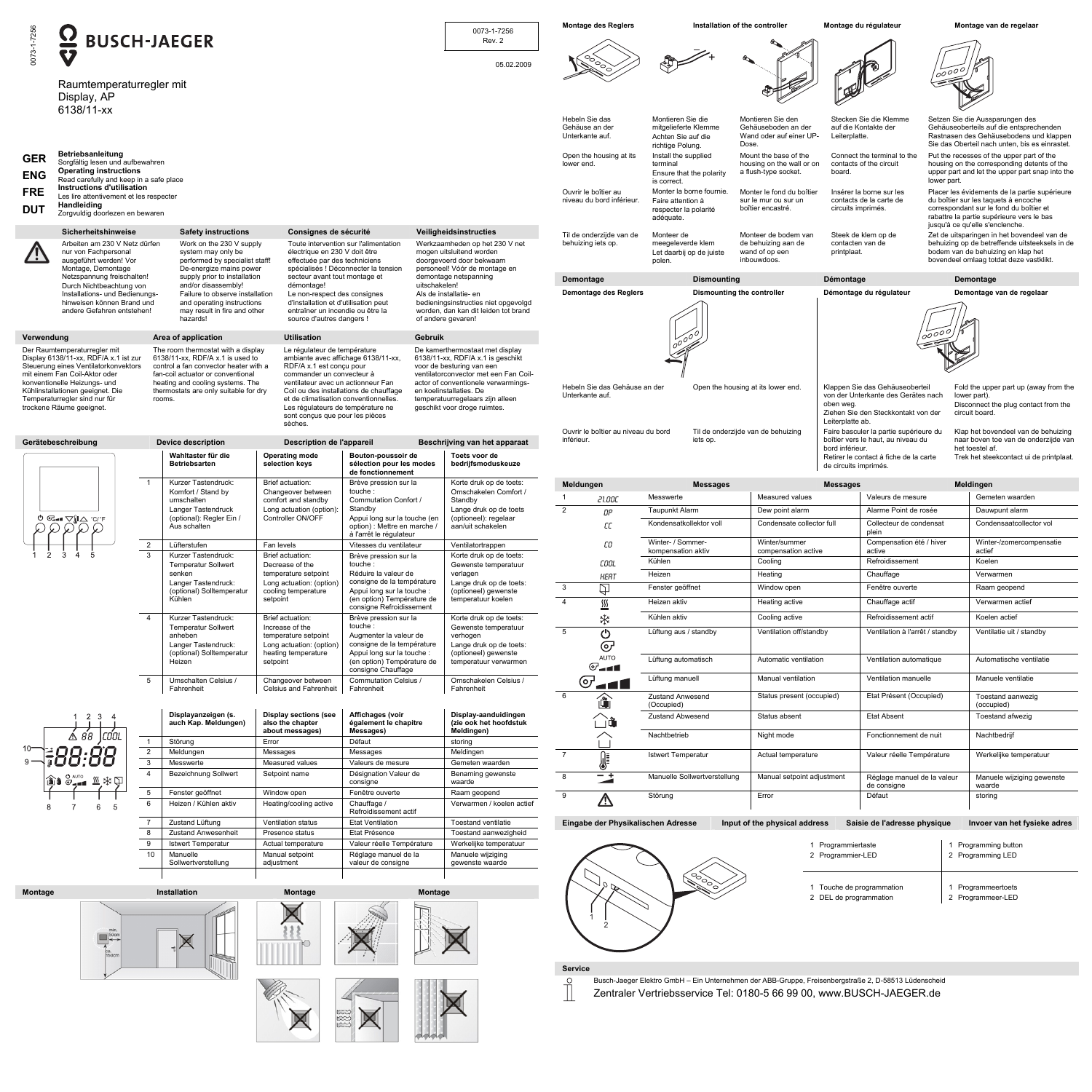# BUSCH-JAEGER

0073-1-7256
Rev. 2

05.02.2009

Raumtemperaturregler mit Display, AP
6138/11-xx

**GER** **Betriebsanleitung**
Sorgfältig lesen und aufbewahren

**ENG** **Operating instructions**
Read carefully and keep in a safe place

**FRE** **Instructions d'utilisation**
Les lire attentivement et les respecter

**DUT** **Handleiding**
Zorgvuldig doorlezen en bewaren

| Sicherheitshinweise | Safety instructions | Consignes de sécurité | Veiligheidsinstructies |
|---|---|---|---|
| Arbeiten am 230 V Netz dürfen nur von Fachpersonal ausgeführt werden! Vor Montage, Demontage Netzspannung freischalten! Durch Nichtbeachtung von Installations- und Bedienungshinweisen können Brand und andere Gefahren entstehen! | Work on the 230 V supply system may only be performed by specialist staff! De-energize mains power supply prior to installation and/or disassembly! Failure to observe installation and operating instructions may result in fire and other hazards! | Toute intervention sur l'alimentation électrique en 230 V doit être effectuée par des techniciens spécialisés ! Déconnecter la tension secteur avant tout montage et démontage! Le non-respect des consignes d'installation et d'utilisation peut entraîner un incendie ou être la source d'autres dangers ! | Werkzaamheden op het 230 V net mogen uitsluitend worden doorgevoerd door bekwaam personeel! Vóór de montage en demontage netspanning uitschakelen! Als de installatie- en bedieningsinstructies niet opgevolgd worden, dan kan dit leiden tot brand of andere gevaren! |

| Verwendung | Area of application | Utilisation | Gebruik |
|---|---|---|---|
| Der Raumtemperaturregler mit Display 6138/11-xx, RDF/A x.1 ist zur Steuerung eines Ventilatorkonvektors mit einem Fan Coil-Aktor oder konventionelle Heizungs- und Kühlinstallationen geeignet. Die Temperaturregler sind nur für trockene Räume geeignet. | The room thermostat with a display 6138/11-xx, RDF/A x.1 is used to control a fan convector heater with a fan-coil actuator or conventional heating and cooling systems. The thermostats are only suitable for dry rooms. | Le régulateur de température ambiante avec affichage 6138/11-xx, RDF/A x.1 est conçu pour commander un convecteur à ventilateur avec un actionneur Fan Coil ou des installations de chauffage et de climatisation conventionnelles. Les régulateurs de température ne sont conçus que pour les pièces sèches. | De kamerthermostaat met display 6138/11-xx, RDF/A x.1 is geschikt voor de besturing van een ventilatorconvector met een Fan Coil-actor of conventionele verwarmings- en koelinstallaties. De temperatuurregelaars zijn alleen geschikt voor droge ruimtes. |

## Gerätebeschreibung / Device description / Description de l'appareil / Beschrijving van het apparaat

| | Wahltaster für die Betriebsarten | Operating mode selection keys | Bouton-poussoir de sélection pour les modes de fonctionnement | Toets voor de bedrijfsmoduskeuze |
|---|---|---|---|---|
| 1 | Kurzer Tastendruck: Komfort / Stand by umschalten<br>Langer Tastendruck (optional): Regler Ein / Aus schalten | Brief actuation: Changeover between comfort and standby<br>Long actuation (option): Controller ON/OFF | Brève pression sur la touche : Commutation Confort / Standby<br>Appui long sur la touche (en option) : Mettre en marche / à l'arrêt le régulateur | Korte druk op de toets: Omschakelen Comfort / Standby<br>Lange druk op de toets (optioneel): regelaar aan/uit schakelen |
| 2 | Lüfterstufen | Fan levels | Vitesses du ventilateur | Ventilatortrappen |
| 3 | Kurzer Tastendruck: Temperatur Sollwert senken<br>Langer Tastendruck: (optional) Solltemperatur Kühlen | Brief actuation: Decrease of the temperature setpoint<br>Long actuation: (option) cooling temperature setpoint | Brève pression sur la touche : Réduire la valeur de consigne de la température<br>Appui long sur la touche : (en option) Température de consigne Refroidissement | Korte druk op de toets: Gewenste temperatuur verlagen<br>Lange druk op de toets: (optioneel) gewenste temperatuur koelen |
| 4 | Kurzer Tastendruck: Temperatur Sollwert anheben<br>Langer Tastendruck: (optional) Solltemperatur Heizen | Brief actuation: Increase of the temperature setpoint<br>Long actuation: (option) heating temperature setpoint | Brève pression sur la touche : Augmenter la valeur de consigne de la température<br>Appui long sur la touche : (en option) Température de consigne Chauffage | Korte druk op de toets: Gewenste temperatuur verhogen<br>Lange druk op de toets: (optioneel) gewenste temperatuur verwarmen |
| 5 | Umschalten Celsius / Fahrenheit | Changeover between Celsius and Fahrenheit | Commutation Celsius / Fahrenheit | Omschakelen Celsius / Fahrenheit |

| | Displayanzeigen (s. auch Kap. Meldungen) | Display sections (see also the chapter about messages) | Affichages (voir également le chapitre Messages) | Display-aanduidingen (zie ook het hoofdstuk Meldingen) |
|---|---|---|---|---|
| 1 | Störung | Error | Défaut | storing |
| 2 | Meldungen | Messages | Messages | Meldingen |
| 3 | Messwerte | Measured values | Valeurs de mesure | Gemeten waarden |
| 4 | Bezeichnung Sollwert | Setpoint name | Désignation Valeur de consigne | Benaming gewenste waarde |
| 5 | Fenster geöffnet | Window open | Fenêtre ouverte | Raam geopend |
| 6 | Heizen / Kühlen aktiv | Heating/cooling active | Chauffage / Refroidissement actif | Verwarmen / koelen actief |
| 7 | Zustand Lüftung | Ventilation status | Etat Ventilation | Toestand ventilatie |
| 8 | Zustand Anwesenheit | Presence status | Etat Présence | Toestand aanwezigheid |
| 9 | Istwert Temperatur | Actual temperature | Valeur réelle Température | Werkelijke temperatuur |
| 10 | Manuelle Sollwertverstellung | Manual setpoint adjustment | Réglage manuel de la valeur de consigne | Manuele wijziging gewenste waarde |

## Montage / Installation / Montage / Montage

min. 50cm
ca. 150cm

## Montage des Reglers / Installation of the controller / Montage du régulateur / Montage van de regelaar

| | | | | |
|---|---|---|---|---|
| Hebeln Sie das Gehäuse an der Unterkante auf. | Montieren Sie die mitgelieferte Klemme<br>Achten Sie auf die richtige Polung. | Montieren Sie den Gehäuseboden an der Wand oder auf einer UP-Dose. | Stecken Sie die Klemme auf die Kontakte der Leiterplatte. | Setzen Sie die Aussparungen des Gehäuseoberteils auf die entsprechenden Rastnasen des Gehäusebodens und klappen Sie das Oberteil nach unten, bis es einrastet. |
| Open the housing at its lower end. | Install the supplied terminal<br>Ensure that the polarity is correct. | Mount the base of the housing on the wall or on a flush-type socket. | Connect the terminal to the contacts of the circuit board. | Put the recesses of the upper part of the housing on the corresponding detents of the upper part and let the upper part snap into the lower part. |
| Ouvrir le boîtier au niveau du bord inférieur. | Monter la borne fournie.<br>Faire attention à respecter la polarité adéquate. | Monter le fond du boîtier sur le mur ou sur un boîtier encastré. | Insérer la borne sur les contacts de la carte de circuits imprimés. | Placer les évidements de la partie supérieure du boîtier sur les taquets à encoche correspondant sur le fond du boîtier et rabattre la partie supérieure vers le bas jusqu'à ce qu'elle s'enclenche. |
| Til de onderzijde van de behuizing iets op. | Monteer de meegeleverde klem<br>Let daarbij op de juiste polen. | Monteer de bodem van de behuizing aan de wand of op een inbouwdoos. | Steek de klem op de contacten van de printplaat. | Zet de uitsparingen in het bovendeel van de behuizing op de betreffende uitsteeksels in de bodem van de behuizing en klap het bovendeel omlaag totdat deze vastklikt. |

## Demontage / Dismounting / Démontage / Demontage

### Demontage des Reglers / Dismounting the controller / Démontage du régulateur / Demontage van de regelaar

| | |
|---|---|
| Hebeln Sie das Gehäuse an der Unterkante auf. | Klappen Sie das Gehäuseoberteil von der Unterkante des Gerätes nach oben weg.<br>Ziehen Sie den Steckkontakt von der Leiterplatte ab. |
| Open the housing at its lower end. | Fold the upper part up (away from the lower part).<br>Disconnect the plug contact from the circuit board. |
| Ouvrir le boîtier au niveau du bord inférieur. | Faire basculer la partie supérieure du boîtier vers le haut, au niveau du bord inférieur.<br>Retirer le contact à fiche de la carte de circuits imprimés. |
| Til de onderzijde van de behuizing iets op. | Klap het bovendeel van de behuizing naar boven toe van de onderzijde van het toestel af.<br>Trek het steekcontact uit de printplaat. |

## Meldungen / Messages / Messages / Meldingen

| | Symbol | Meldungen | Messages | Messages | Meldingen |
|---|---|---|---|---|---|
| 1 | 21.00C | Messwerte | Measured values | Valeurs de mesure | Gemeten waarden |
| 2 | DP | Taupunkt Alarm | Dew point alarm | Alarme Point de rosée | Dauwpunt alarm |
| | CC | Kondensatkollektor voll | Condensate collector full | Collecteur de condensat plein | Condensaatcollector vol |
| | CO | Winter- / Sommer-kompensation aktiv | Winter/summer compensation active | Compensation été / hiver active | Winter-/zomercompensatie actief |
| | COOL | Kühlen | Cooling | Refroidissement | Koelen |
| | HEAT | Heizen | Heating | Chauffage | Verwarmen |
| 3 | | Fenster geöffnet | Window open | Fenêtre ouverte | Raam geopend |
| 4 | | Heizen aktiv | Heating active | Chauffage actif | Verwarmen actief |
| | | Kühlen aktiv | Cooling active | Refroidissement actif | Koelen actief |
| 5 | | Lüftung aus / standby | Ventilation off/standby | Ventilation à l'arrêt / standby | Ventilatie uit / standby |
| | AUTO | Lüftung automatisch | Automatic ventilation | Ventilation automatique | Automatische ventilatie |
| | | Lüftung manuell | Manual ventilation | Ventilation manuelle | Manuele ventilatie |
| 6 | | Zustand Anwesend (Occupied) | Status present (occupied) | Etat Présent (Occupied) | Toestand aanwezig (occupied) |
| | | Zustand Abwesend | Status absent | Etat Absent | Toestand afwezig |
| | | Nachtbetrieb | Night mode | Fonctionnement de nuit | Nachtbedrijf |
| 7 | | Istwert Temperatur | Actual temperature | Valeur réelle Température | Werkelijke temperatuur |
| 8 | | Manuelle Sollwertverstellung | Manual setpoint adjustment | Réglage manuel de la valeur de consigne | Manuele wijziging gewenste waarde |
| 9 | | Störung | Error | Défaut | storing |

## Eingabe der Physikalischen Adresse / Input of the physical address / Saisie de l'adresse physique / Invoer van het fysieke adres

1 Programmiertaste
2 Programmier-LED

1 Programming button
2 Programming LED

1 Touche de programmation
2 DEL de programmation

1 Programmeertoets
2 Programmeer-LED

## Service

Busch-Jaeger Elektro GmbH – Ein Unternehmen der ABB-Gruppe, Freisenbergstraße 2, D-58513 Lüdenscheid

Zentraler Vertriebsservice Tel: 0180-5 66 99 00, www.BUSCH-JAEGER.de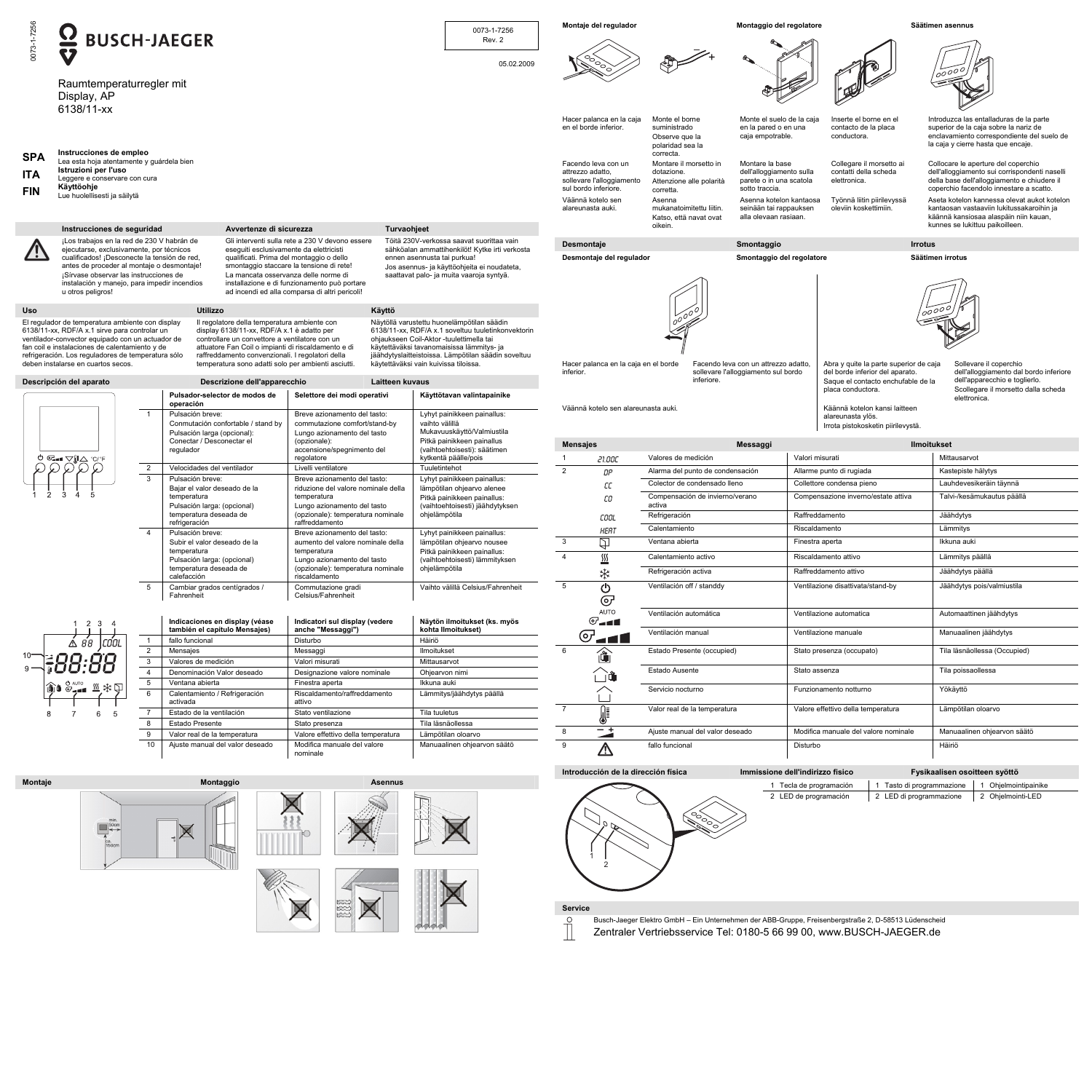0073-1-7256

# BUSCH-JAEGER

0073-1-7256
Rev. 2

05.02.2009

Raumtemperaturregler mit Display, AP
6138/11-xx

**SPA** **Instrucciones de empleo**
Lea esta hoja atentamente y guárdela bien

**ITA** **Istruzioni per l'uso**
Leggere e conservare con cura

**FIN** **Käyttöohje**
Lue huolellisesti ja säilytä

| Instrucciones de seguridad | Avvertenze di sicurezza | Turvaohjeet |
|---|---|---|
| ¡Los trabajos en la red de 230 V habrán de ejecutarse, exclusivamente, por técnicos cualificados! ¡Desconecte la tensión de red, antes de proceder al montaje o desmontaje! ¡Sírvase observar las instrucciones de instalación y manejo, para impedir incendios u otros peligros! | Gli interventi sulla rete a 230 V devono essere eseguiti esclusivamente da elettricisti qualificati. Prima del montaggio o dello smontaggio staccare la tensione di rete! La mancata osservanza delle norme di installazione e di funzionamento può portare ad incendi ed alla comparsa di altri pericoli! | Töitä 230V-verkossa saavat suorittaa vain sähköalan ammattihenkilöt! Kytke irti verkosta ennen asennusta tai purkua! Jos asennus- ja käyttöohjeita ei noudateta, saattavat palo- ja muita vaaroja syntyä. |

| Uso | Utilizzo | Käyttö |
|---|---|---|
| El regulador de temperatura ambiente con display 6138/11-xx, RDF/A x.1 sirve para controlar un ventilador-convector equipado con un actuador de fan coil e instalaciones de calentamiento y de refrigeración. Los reguladores de temperatura sólo deben instalarse en cuartos secos. | Il regolatore della temperatura ambiente con display 6138/11-xx, RDF/A x.1 è adatto per controllare un convettore a ventilatore con un attuatore Fan Coil o impianti di riscaldamento e di raffreddamento convenzionali. I regolatori della temperatura sono adatti solo per ambienti asciutti. | Näytöllä varustettu huonelämpötilan säädin 6138/11-xx, RDF/A x.1 soveltuu tuuletinkonvektorin ohjaukseen Coil-Aktor -tuulettimella tai käytettäväksi tavanomaisissa lämmitys- ja jäähdytyslaitteistoissa. Lämpötilan säädin soveltuu käytettäväksi vain kuivissa tiloissa. |

## Descripción del aparato / Descrizione dell'apparecchio / Laitteen kuvaus

| | Pulsador-selector de modos de operación | Selettore dei modi operativi | Käyttötavan valintapainike |
|---|---|---|---|
| 1 | Pulsación breve: Conmutación confortable / stand by Pulsación larga (opcional): Conectar / Desconectar el regulador | Breve azionamento del tasto: commutazione comfort/stand-by Lungo azionamento del tasto (opzionale): accensione/spegnimento del regolatore | Lyhyt painikkeen painallus: vaihto välillä Mukavuuskäyttö/Valmiustila Pitkä painikkeen painallus (vaihtoehtoisesti): säätimen kytkentä päälle/pois |
| 2 | Velocidades del ventilador | Livelli ventilatore | Tuuletintehot |
| 3 | Pulsación breve: Bajar el valor deseado de la temperatura Pulsación larga: (opcional) temperatura deseada de refrigeración | Breve azionamento del tasto: riduzione del valore nominale della temperatura Lungo azionamento del tasto (opzionale): temperatura nominale raffreddamento | Lyhyt painikkeen painallus: lämpötilan ohjearvo alenee Pitkä painikkeen painallus: (vaihtoehtoisesti) jäähdytyksen ohjelämpötila |
| 4 | Pulsación breve: Subir el valor deseado de la temperatura Pulsación larga: (opcional) temperatura deseada de calefacción | Breve azionamento del tasto: aumento del valore nominale della temperatura Lungo azionamento del tasto (opzionale): temperatura nominale riscaldamento | Lyhyt painikkeen painallus: lämpötilan ohjearvo nousee Pitkä painikkeen painallus: (vaihtoehtoisesti) lämmityksen ohjelämpötila |
| 5 | Cambiar grados centígrados / Fahrenheit | Commutazione gradi Celsius/Fahrenheit | Vaihto välillä Celsius/Fahrenheit |

| | Indicaciones en display (véase también el capítulo Mensajes) | Indicatori sul display (vedere anche "Messaggi") | Näytön ilmoitukset (ks. myös kohta Ilmoitukset) |
|---|---|---|---|
| 1 | fallo funcional | Disturbo | Häiriö |
| 2 | Mensajes | Messaggi | Ilmoitukset |
| 3 | Valores de medición | Valori misurati | Mittausarvot |
| 4 | Denominación Valor deseado | Designazione valore nominale | Ohjearvon nimi |
| 5 | Ventana abierta | Finestra aperta | Ikkuna auki |
| 6 | Calentamiento / Refrigeración activada | Riscaldamento/raffreddamento attivo | Lämmitys/jäähdytys päällä |
| 7 | Estado de la ventilación | Stato ventilazione | Tila tuuletus |
| 8 | Estado Presente | Stato presenza | Tila läsnäollessa |
| 9 | Valor real de la temperatura | Valore effettivo della temperatura | Lämpötilan oloarvo |
| 10 | Ajuste manual del valor deseado | Modifica manuale del valore nominale | Manuaalinen ohjearvon säätö |

## Montaje / Montaggio / Asennus

min. 50cm
ca. 150cm

## Montaje del regulador / Montaggio del regolatore / Säätimen asennus

| | | | | |
|---|---|---|---|---|
| Hacer palanca en la caja en el borde inferior. | Monte el borne suministrado Observe que la polaridad sea la correcta. | Monte el suelo de la caja en la pared o en una caja empotrable. | Inserte el borne en el contacto de la placa conductora. | Introduzca las entalladuras de la parte superior de la caja sobre la nariz de enclavamiento correspondiente del suelo de la caja y cierre hasta que encaje. |
| Facendo leva con un attrezzo adatto, sollevare l'alloggiamento sul bordo inferiore. | Montare il morsetto in dotazione. Attenzione alle polarità corretta. | Montare la base dell'alloggiamento sulla parete o in una scatola sotto traccia. | Collegare il morsetto ai contatti della scheda elettronica. | Collocare le aperture del coperchio dell'alloggiamento sui corrispondenti naselli della base dell'alloggiamento e chiudere il coperchio facendolo innestare a scatto. |
| Väännä kotelo sen alareunasta auki. | Asenna mukanatoimitettu liitin. Katso, että navat ovat oikein. | Asenna kotelon kantaosa seinään tai rappauksen alla olevaan rasiaan. | Työnnä liitin piirilevyssä oleviin koskettimiin. | Aseta kotelon kannessa olevat aukot kotelon kantaosan vastaaviin lukitussakaroihin ja käännä kansiosaa alaspäin niin kauan, kunnes se lukittuu paikoilleen. |

## Desmontaje / Smontaggio / Irrotus

**Desmontaje del regulador / Smontaggio del regolatore / Säätimen irrotus**

Hacer palanca en la caja en el borde inferior.

Facendo leva con un attrezzo adatto, sollevare l'alloggiamento sul bordo inferiore.

Väännä kotelo sen alareunasta auki.

Abra y quite la parte superior de caja del borde inferior del aparato. Saque el contacto enchufable de la placa conductora.

Sollevare il coperchio dell'alloggiamento dal bordo inferiore dell'apparecchio e toglierlo. Scollegare il morsetto dalla scheda elettronica.

Käännä kotelon kansi laitteen alareunasta ylös. Irrota pistokosketin piirilevystä.

## Mensajes / Messaggi / Ilmoitukset

| | | Mensajes | Messaggi | Ilmoitukset |
|---|---|---|---|---|
| 1 | 21.00C | Valores de medición | Valori misurati | Mittausarvot |
| 2 | DP | Alarma del punto de condensación | Allarme punto di rugiada | Kastepiste hälytys |
| | CC | Colector de condensado lleno | Collettore condensa pieno | Lauhdevesikeräin täynnä |
| | CO | Compensación de invierno/verano activa | Compensazione inverno/estate attiva | Talvi-/kesämukautus päällä |
| | COOL | Refrigeración | Raffreddamento | Jäähdytys |
| | HEAT | Calentamiento | Riscaldamento | Lämmitys |
| 3 | | Ventana abierta | Finestra aperta | Ikkuna auki |
| 4 | | Calentamiento activo | Riscaldamento attivo | Lämmitys päällä |
| | | Refrigeración activa | Raffreddamento attivo | Jäähdytys päällä |
| 5 | | Ventilación off / standdy | Ventilazione disattivata/stand-by | Jäähdytys pois/valmiustila |
| | AUTO | Ventilación automática | Ventilazione automatica | Automaattinen jäähdytys |
| | | Ventilación manual | Ventilazione manuale | Manuaalinen jäähdytys |
| 6 | | Estado Presente (occupied) | Stato presenza (occupato) | Tila läsnäollessa (Occupied) |
| | | Estado Ausente | Stato assenza | Tila poissaollessa |
| | | Servicio nocturno | Funzionamento notturno | Yökäyttö |
| 7 | | Valor real de la temperatura | Valore effettivo della temperatura | Lämpötilan oloarvo |
| 8 | | Ajuste manual del valor deseado | Modifica manuale del valore nominale | Manuaalinen ohjearvon säätö |
| 9 | | fallo funcional | Disturbo | Häiriö |

## Introducción de la dirección física / Immissione dell'indirizzo fisico / Fysikaalisen osoitteen syöttö

| | | |
|---|---|---|
| 1 Tecla de programación | 1 Tasto di programmazione | 1 Ohjelmointipainike |
| 2 LED de programación | 2 LED di programmazione | 2 Ohjelmointi-LED |

## Service

Busch-Jaeger Elektro GmbH – Ein Unternehmen der ABB-Gruppe, Freisenbergstraße 2, D-58513 Lüdenscheid

Zentraler Vertriebsservice Tel: 0180-5 66 99 00, www.BUSCH-JAEGER.de